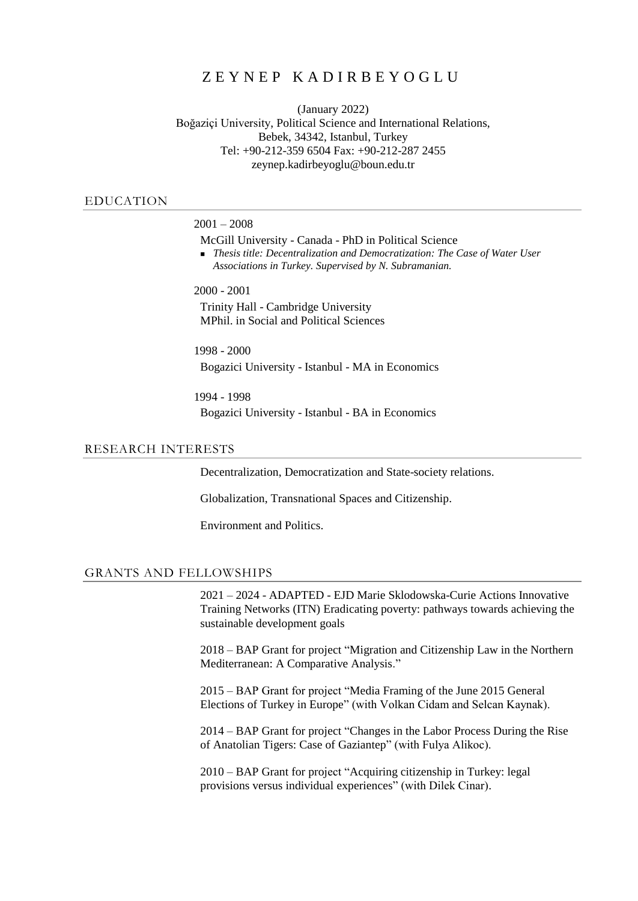# Z E Y N E P   K A D I R B E Y O G L U

(January 2022)
Boğaziçi University, Political Science and International Relations,
Bebek, 34342, Istanbul, Turkey
Tel: +90-212-359 6504 Fax: +90-212-287 2455
zeynep.kadirbeyoglu@boun.edu.tr

## EDUCATION

2001 – 2008

McGill University - Canada - PhD in Political Science

- *Thesis title: Decentralization and Democratization: The Case of Water User Associations in Turkey. Supervised by N. Subramanian.*

2000 - 2001

Trinity Hall - Cambridge University
MPhil. in Social and Political Sciences

1998 - 2000

Bogazici University - Istanbul - MA in Economics

1994 - 1998

Bogazici University - Istanbul - BA in Economics

## RESEARCH INTERESTS

Decentralization, Democratization and State-society relations.

Globalization, Transnational Spaces and Citizenship.

Environment and Politics.

## GRANTS AND FELLOWSHIPS

2021 – 2024 - ADAPTED - EJD Marie Sklodowska-Curie Actions Innovative Training Networks (ITN) Eradicating poverty: pathways towards achieving the sustainable development goals

2018 – BAP Grant for project "Migration and Citizenship Law in the Northern Mediterranean: A Comparative Analysis."

2015 – BAP Grant for project "Media Framing of the June 2015 General Elections of Turkey in Europe" (with Volkan Cidam and Selcan Kaynak).

2014 – BAP Grant for project "Changes in the Labor Process During the Rise of Anatolian Tigers: Case of Gaziantep" (with Fulya Alikoc).

2010 – BAP Grant for project "Acquiring citizenship in Turkey: legal provisions versus individual experiences" (with Dilek Cinar).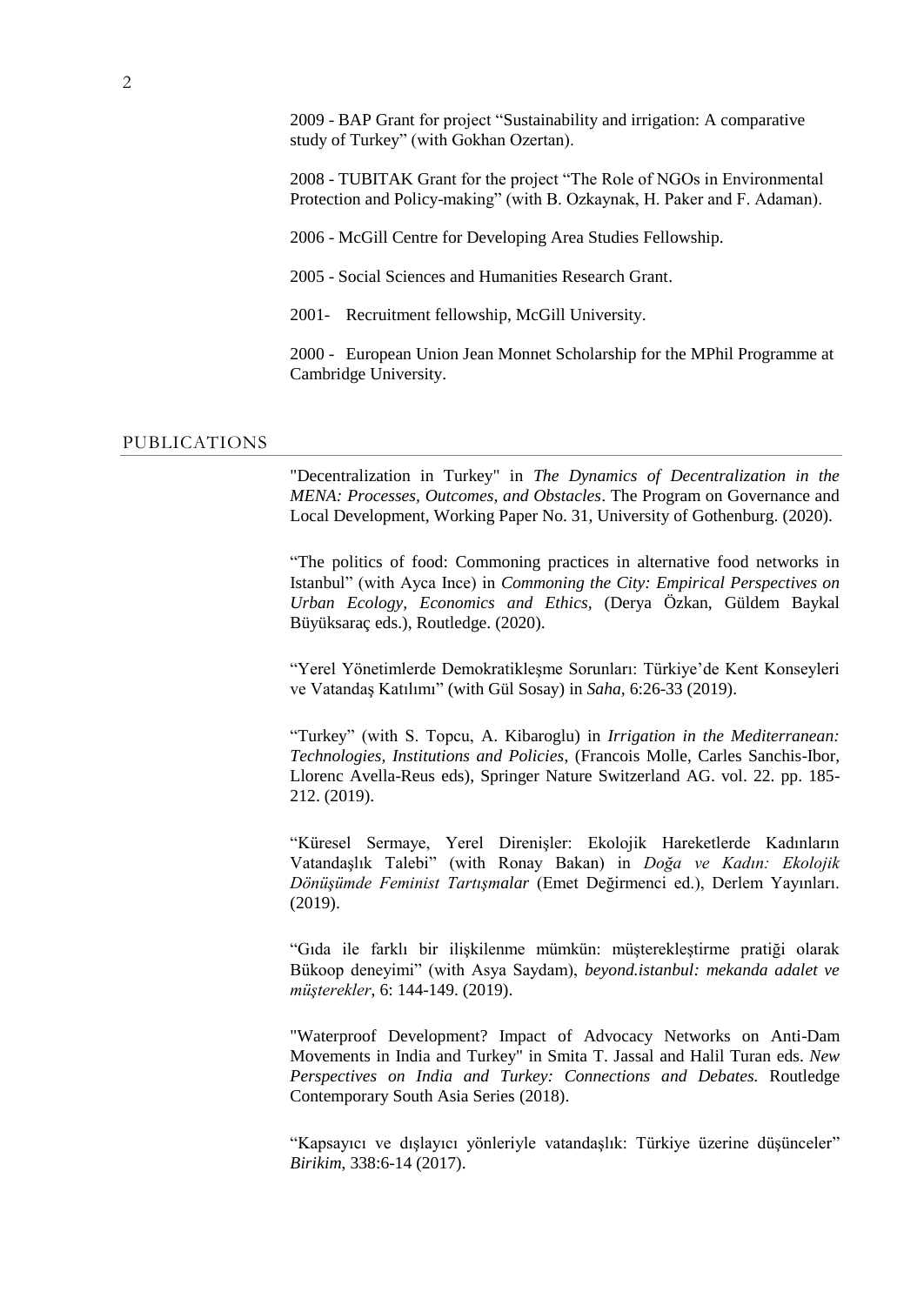2009 - BAP Grant for project "Sustainability and irrigation: A comparative study of Turkey" (with Gokhan Ozertan).

2008 - TUBITAK Grant for the project "The Role of NGOs in Environmental Protection and Policy-making" (with B. Ozkaynak, H. Paker and F. Adaman).

2006 - McGill Centre for Developing Area Studies Fellowship.

2005 - Social Sciences and Humanities Research Grant.

2001- Recruitment fellowship, McGill University.

2000 - European Union Jean Monnet Scholarship for the MPhil Programme at Cambridge University.

## PUBLICATIONS

"Decentralization in Turkey" in *The Dynamics of Decentralization in the MENA: Processes, Outcomes, and Obstacles*. The Program on Governance and Local Development, Working Paper No. 31, University of Gothenburg. (2020).

"The politics of food: Commoning practices in alternative food networks in Istanbul" (with Ayca Ince) in *Commoning the City: Empirical Perspectives on Urban Ecology, Economics and Ethics*, (Derya Özkan, Güldem Baykal Büyüksaraç eds.), Routledge. (2020).

"Yerel Yönetimlerde Demokratikleşme Sorunları: Türkiye'de Kent Konseyleri ve Vatandaş Katılımı" (with Gül Sosay) in *Saha*, 6:26-33 (2019).

"Turkey" (with S. Topcu, A. Kibaroglu) in *Irrigation in the Mediterranean: Technologies, Institutions and Policies*, (Francois Molle, Carles Sanchis-Ibor, Llorenc Avella-Reus eds), Springer Nature Switzerland AG. vol. 22. pp. 185-212. (2019).

"Küresel Sermaye, Yerel Direnişler: Ekolojik Hareketlerde Kadınların Vatandaşlık Talebi" (with Ronay Bakan) in *Doğa ve Kadın: Ekolojik Dönüşümde Feminist Tartışmalar* (Emet Değirmenci ed.), Derlem Yayınları. (2019).

"Gıda ile farklı bir ilişkilenme mümkün: müşterekleştirme pratiği olarak Bükoop deneyimi" (with Asya Saydam), *beyond.istanbul: mekanda adalet ve müşterekler*, 6: 144-149. (2019).

"Waterproof Development? Impact of Advocacy Networks on Anti-Dam Movements in India and Turkey" in Smita T. Jassal and Halil Turan eds. *New Perspectives on India and Turkey: Connections and Debates.* Routledge Contemporary South Asia Series (2018).

"Kapsayıcı ve dışlayıcı yönleriyle vatandaşlık: Türkiye üzerine düşünceler" *Birikim*, 338:6-14 (2017).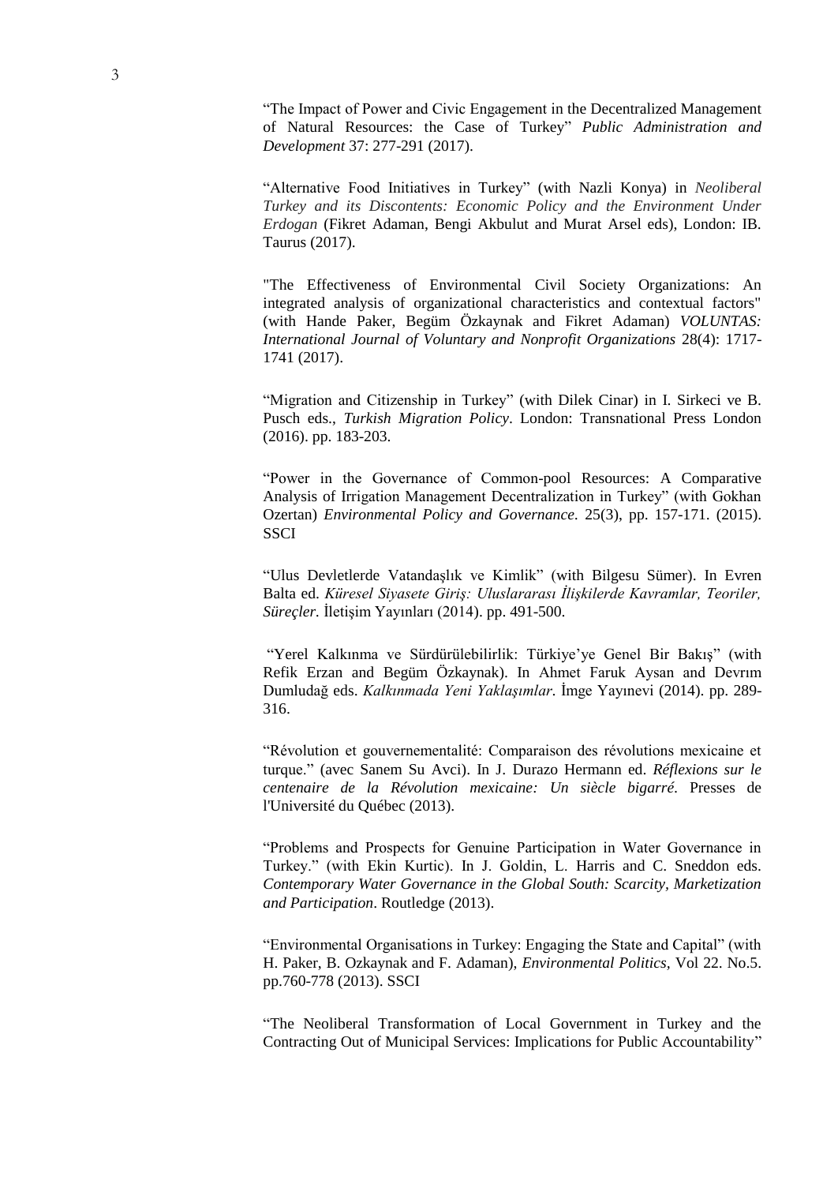"The Impact of Power and Civic Engagement in the Decentralized Management of Natural Resources: the Case of Turkey" *Public Administration and Development* 37: 277-291 (2017).

"Alternative Food Initiatives in Turkey" (with Nazli Konya) in *Neoliberal Turkey and its Discontents: Economic Policy and the Environment Under Erdogan* (Fikret Adaman, Bengi Akbulut and Murat Arsel eds), London: IB. Taurus (2017).

"The Effectiveness of Environmental Civil Society Organizations: An integrated analysis of organizational characteristics and contextual factors" (with Hande Paker, Begüm Özkaynak and Fikret Adaman) *VOLUNTAS: International Journal of Voluntary and Nonprofit Organizations* 28(4): 1717-1741 (2017).

"Migration and Citizenship in Turkey" (with Dilek Cinar) in I. Sirkeci ve B. Pusch eds., *Turkish Migration Policy*. London: Transnational Press London (2016). pp. 183-203.

"Power in the Governance of Common-pool Resources: A Comparative Analysis of Irrigation Management Decentralization in Turkey" (with Gokhan Ozertan) *Environmental Policy and Governance*. 25(3), pp. 157-171. (2015). SSCI

"Ulus Devletlerde Vatandaşlık ve Kimlik" (with Bilgesu Sümer). In Evren Balta ed. *Küresel Siyasete Giriş: Uluslararası İlişkilerde Kavramlar, Teoriler, Süreçler*. İletişim Yayınları (2014). pp. 491-500.

"Yerel Kalkınma ve Sürdürülebilirlik: Türkiye'ye Genel Bir Bakış" (with Refik Erzan and Begüm Özkaynak). In Ahmet Faruk Aysan and Devrım Dumludağ eds. *Kalkınmada Yeni Yaklaşımlar*. İmge Yayınevi (2014). pp. 289-316.

"Révolution et gouvernementalité: Comparaison des révolutions mexicaine et turque." (avec Sanem Su Avci). In J. Durazo Hermann ed. *Réflexions sur le centenaire de la Révolution mexicaine: Un siècle bigarré*. Presses de l'Université du Québec (2013).

"Problems and Prospects for Genuine Participation in Water Governance in Turkey." (with Ekin Kurtic). In J. Goldin, L. Harris and C. Sneddon eds. *Contemporary Water Governance in the Global South: Scarcity, Marketization and Participation*. Routledge (2013).

"Environmental Organisations in Turkey: Engaging the State and Capital" (with H. Paker, B. Ozkaynak and F. Adaman), *Environmental Politics*, Vol 22. No.5. pp.760-778 (2013). SSCI

"The Neoliberal Transformation of Local Government in Turkey and the Contracting Out of Municipal Services: Implications for Public Accountability"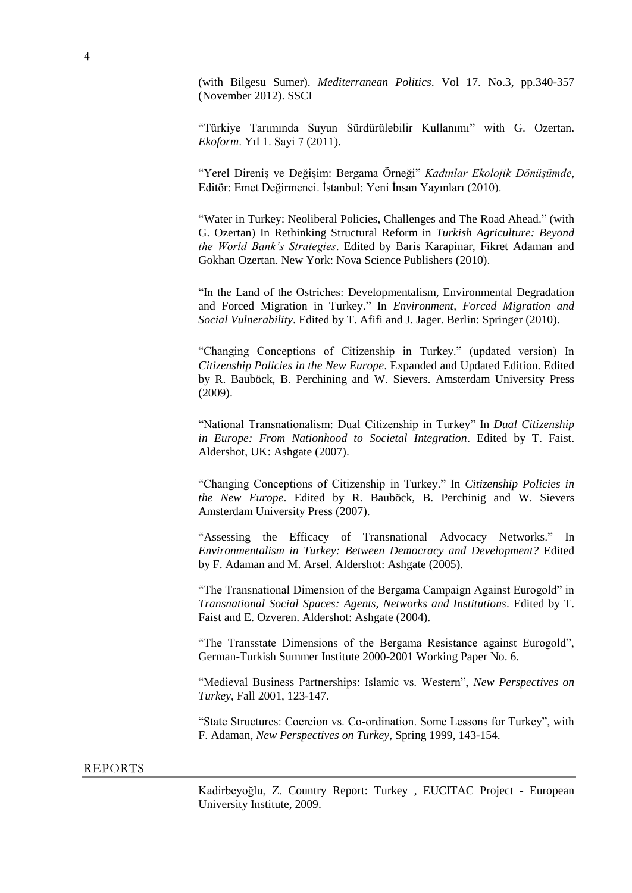(with Bilgesu Sumer). *Mediterranean Politics*. Vol 17. No.3, pp.340-357 (November 2012). SSCI

"Türkiye Tarımında Suyun Sürdürülebilir Kullanımı" with G. Ozertan. *Ekoform*. Yıl 1. Sayi 7 (2011).

"Yerel Direniş ve Değişim: Bergama Örneği" *Kadınlar Ekolojik Dönüşümde*, Editör: Emet Değirmenci. İstanbul: Yeni İnsan Yayınları (2010).

"Water in Turkey: Neoliberal Policies, Challenges and The Road Ahead." (with G. Ozertan) In Rethinking Structural Reform in *Turkish Agriculture: Beyond the World Bank's Strategies*. Edited by Baris Karapinar, Fikret Adaman and Gokhan Ozertan. New York: Nova Science Publishers (2010).

"In the Land of the Ostriches: Developmentalism, Environmental Degradation and Forced Migration in Turkey." In *Environment, Forced Migration and Social Vulnerability*. Edited by T. Afifi and J. Jager. Berlin: Springer (2010).

"Changing Conceptions of Citizenship in Turkey." (updated version) In *Citizenship Policies in the New Europe*. Expanded and Updated Edition. Edited by R. Bauböck, B. Perchining and W. Sievers. Amsterdam University Press (2009).

"National Transnationalism: Dual Citizenship in Turkey" In *Dual Citizenship in Europe: From Nationhood to Societal Integration*. Edited by T. Faist. Aldershot, UK: Ashgate (2007).

"Changing Conceptions of Citizenship in Turkey." In *Citizenship Policies in the New Europe*. Edited by R. Bauböck, B. Perchinig and W. Sievers Amsterdam University Press (2007).

"Assessing the Efficacy of Transnational Advocacy Networks." In *Environmentalism in Turkey: Between Democracy and Development?* Edited by F. Adaman and M. Arsel. Aldershot: Ashgate (2005).

"The Transnational Dimension of the Bergama Campaign Against Eurogold" in *Transnational Social Spaces: Agents, Networks and Institutions*. Edited by T. Faist and E. Ozveren. Aldershot: Ashgate (2004).

"The Transstate Dimensions of the Bergama Resistance against Eurogold", German-Turkish Summer Institute 2000-2001 Working Paper No. 6.

"Medieval Business Partnerships: Islamic vs. Western", *New Perspectives on Turkey*, Fall 2001, 123-147.

"State Structures: Coercion vs. Co-ordination. Some Lessons for Turkey", with F. Adaman, *New Perspectives on Turkey*, Spring 1999, 143-154.

## REPORTS

Kadirbeyoğlu, Z. Country Report: Turkey , EUCITAC Project - European University Institute, 2009.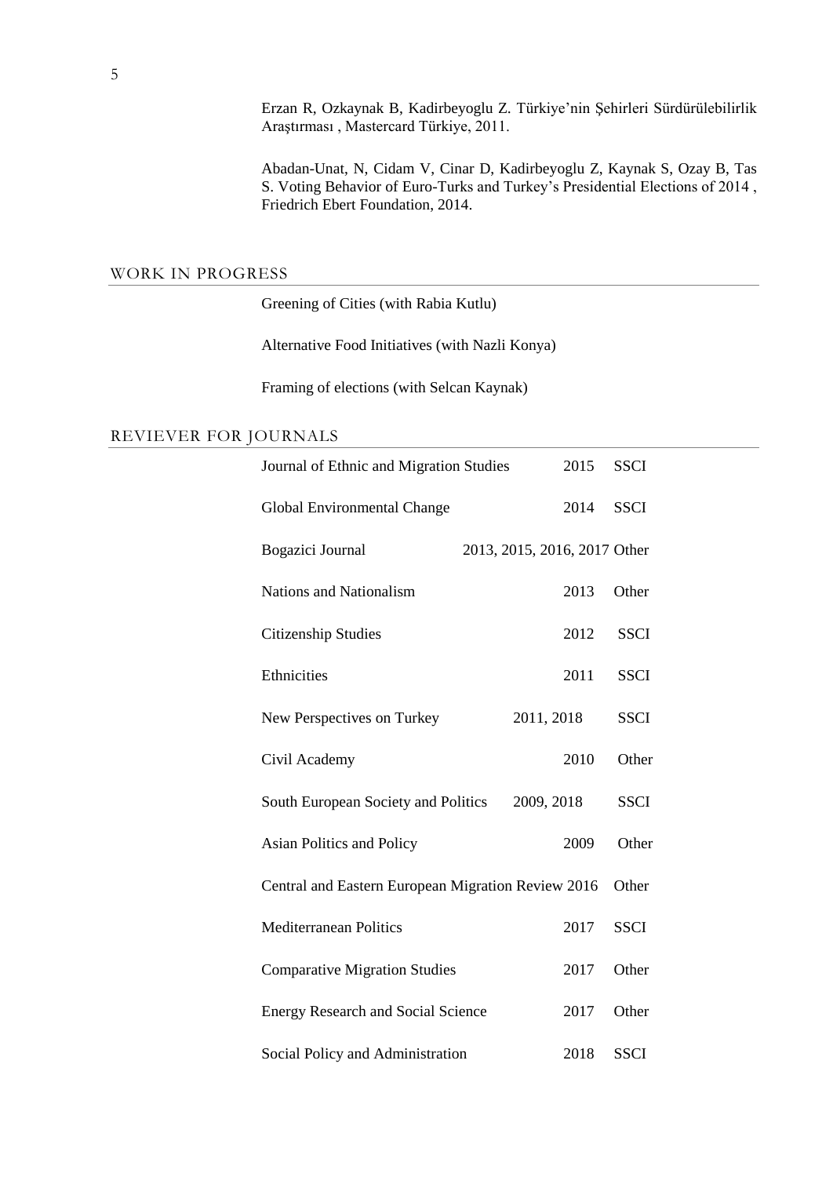Erzan R, Ozkaynak B, Kadirbeyoglu Z. Türkiye'nin Şehirleri Sürdürülebilirlik Araştırması , Mastercard Türkiye, 2011.

Abadan-Unat, N, Cidam V, Cinar D, Kadirbeyoglu Z, Kaynak S, Ozay B, Tas S. Voting Behavior of Euro-Turks and Turkey's Presidential Elections of 2014 , Friedrich Ebert Foundation, 2014.

## WORK IN PROGRESS

Greening of Cities (with Rabia Kutlu)

Alternative Food Initiatives (with Nazli Konya)

Framing of elections (with Selcan Kaynak)

## REVIEVER FOR JOURNALS

| Journal | Year | Index |
|---|---|---|
| Journal of Ethnic and Migration Studies | 2015 | SSCI |
| Global Environmental Change | 2014 | SSCI |
| Bogazici Journal | 2013, 2015, 2016, 2017 | Other |
| Nations and Nationalism | 2013 | Other |
| Citizenship Studies | 2012 | SSCI |
| Ethnicities | 2011 | SSCI |
| New Perspectives on Turkey | 2011, 2018 | SSCI |
| Civil Academy | 2010 | Other |
| South European Society and Politics | 2009, 2018 | SSCI |
| Asian Politics and Policy | 2009 | Other |
| Central and Eastern European Migration Review | 2016 | Other |
| Mediterranean Politics | 2017 | SSCI |
| Comparative Migration Studies | 2017 | Other |
| Energy Research and Social Science | 2017 | Other |
| Social Policy and Administration | 2018 | SSCI |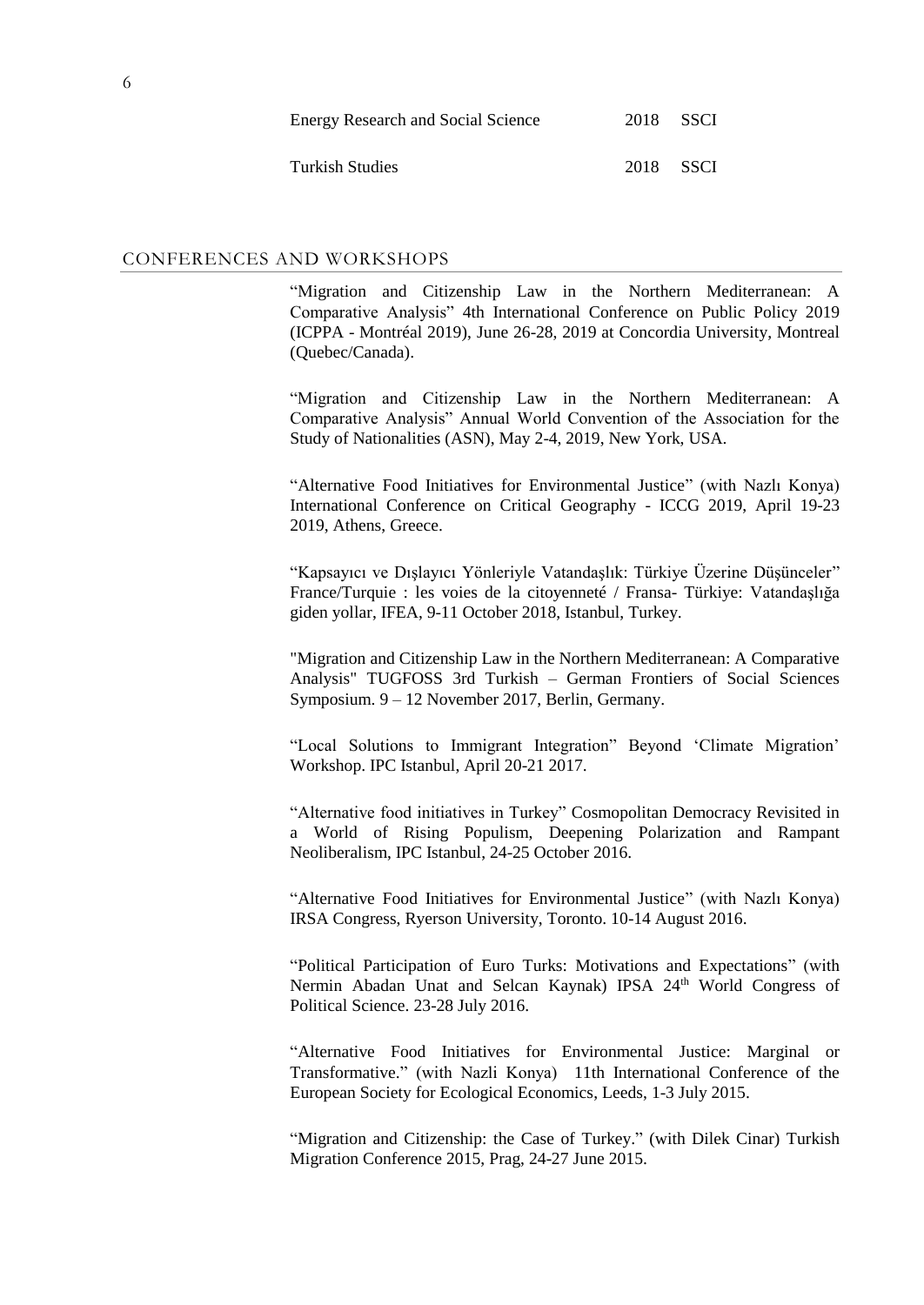| | | |
|---|---|---|
| Energy Research and Social Science | 2018 | SSCI |
| Turkish Studies | 2018 | SSCI |

## CONFERENCES AND WORKSHOPS

"Migration and Citizenship Law in the Northern Mediterranean: A Comparative Analysis" 4th International Conference on Public Policy 2019 (ICPPA - Montréal 2019), June 26-28, 2019 at Concordia University, Montreal (Quebec/Canada).

"Migration and Citizenship Law in the Northern Mediterranean: A Comparative Analysis" Annual World Convention of the Association for the Study of Nationalities (ASN), May 2-4, 2019, New York, USA.

"Alternative Food Initiatives for Environmental Justice" (with Nazlı Konya) International Conference on Critical Geography - ICCG 2019, April 19-23 2019, Athens, Greece.

"Kapsayıcı ve Dışlayıcı Yönleriyle Vatandaşlık: Türkiye Üzerine Düşünceler" France/Turquie : les voies de la citoyenneté / Fransa- Türkiye: Vatandaşlığa giden yollar, IFEA, 9-11 October 2018, Istanbul, Turkey.

"Migration and Citizenship Law in the Northern Mediterranean: A Comparative Analysis" TUGFOSS 3rd Turkish – German Frontiers of Social Sciences Symposium. 9 – 12 November 2017, Berlin, Germany.

"Local Solutions to Immigrant Integration" Beyond 'Climate Migration' Workshop. IPC Istanbul, April 20-21 2017.

"Alternative food initiatives in Turkey" Cosmopolitan Democracy Revisited in a World of Rising Populism, Deepening Polarization and Rampant Neoliberalism, IPC Istanbul, 24-25 October 2016.

"Alternative Food Initiatives for Environmental Justice" (with Nazlı Konya) IRSA Congress, Ryerson University, Toronto. 10-14 August 2016.

"Political Participation of Euro Turks: Motivations and Expectations" (with Nermin Abadan Unat and Selcan Kaynak) IPSA 24th World Congress of Political Science. 23-28 July 2016.

"Alternative Food Initiatives for Environmental Justice: Marginal or Transformative." (with Nazli Konya) 11th International Conference of the European Society for Ecological Economics, Leeds, 1-3 July 2015.

"Migration and Citizenship: the Case of Turkey." (with Dilek Cinar) Turkish Migration Conference 2015, Prag, 24-27 June 2015.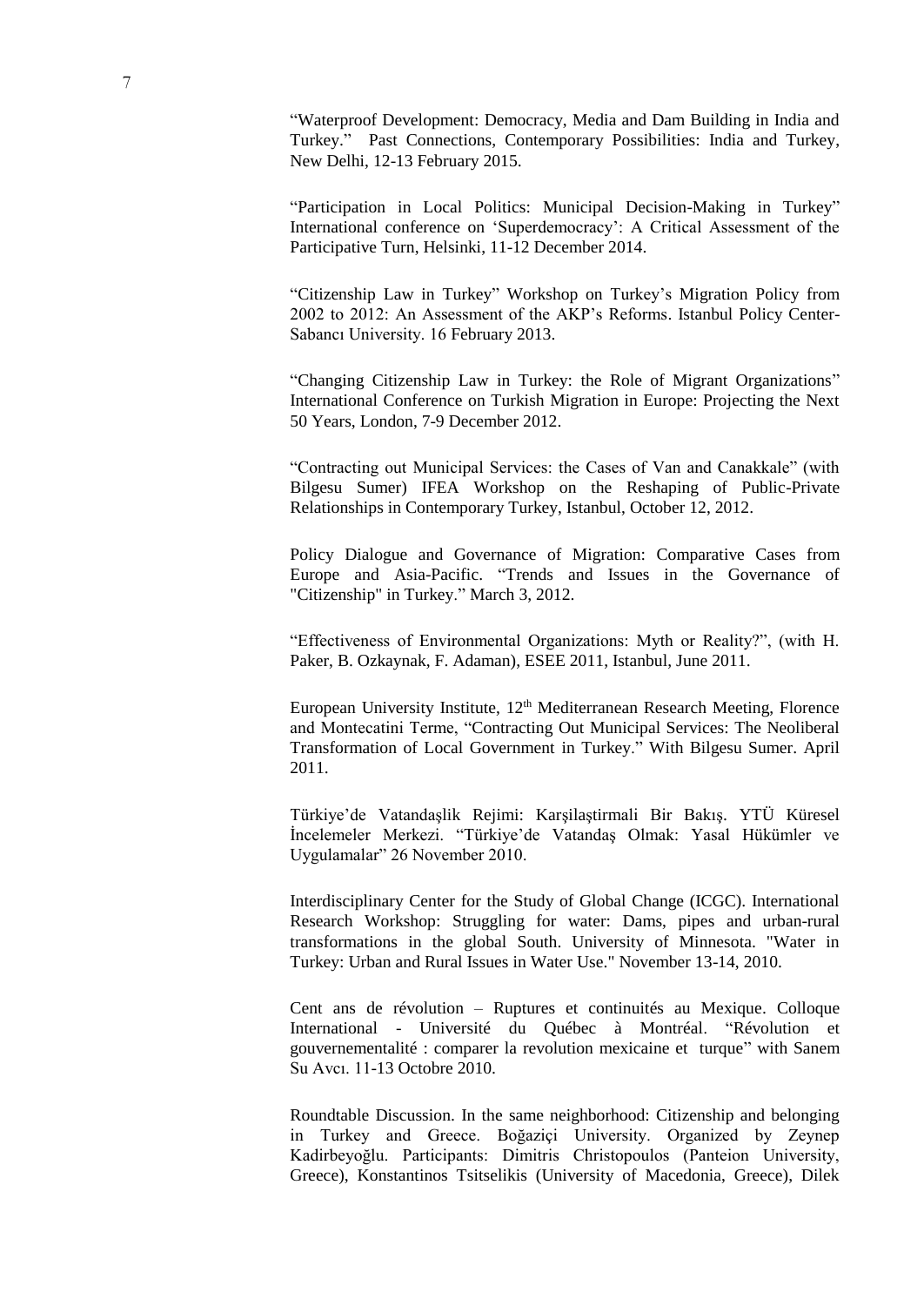"Waterproof Development: Democracy, Media and Dam Building in India and Turkey." Past Connections, Contemporary Possibilities: India and Turkey, New Delhi, 12-13 February 2015.

"Participation in Local Politics: Municipal Decision-Making in Turkey" International conference on 'Superdemocracy': A Critical Assessment of the Participative Turn, Helsinki, 11-12 December 2014.

"Citizenship Law in Turkey" Workshop on Turkey's Migration Policy from 2002 to 2012: An Assessment of the AKP's Reforms. Istanbul Policy Center-Sabancı University. 16 February 2013.

"Changing Citizenship Law in Turkey: the Role of Migrant Organizations" International Conference on Turkish Migration in Europe: Projecting the Next 50 Years, London, 7-9 December 2012.

"Contracting out Municipal Services: the Cases of Van and Canakkale" (with Bilgesu Sumer) IFEA Workshop on the Reshaping of Public-Private Relationships in Contemporary Turkey, Istanbul, October 12, 2012.

Policy Dialogue and Governance of Migration: Comparative Cases from Europe and Asia-Pacific. "Trends and Issues in the Governance of "Citizenship" in Turkey." March 3, 2012.

"Effectiveness of Environmental Organizations: Myth or Reality?", (with H. Paker, B. Ozkaynak, F. Adaman), ESEE 2011, Istanbul, June 2011.

European University Institute, 12th Mediterranean Research Meeting, Florence and Montecatini Terme, "Contracting Out Municipal Services: The Neoliberal Transformation of Local Government in Turkey." With Bilgesu Sumer. April 2011.

Türkiye'de Vatandaşlik Rejimi: Karşilaştirmali Bir Bakış. YTÜ Küresel İncelemeler Merkezi. "Türkiye'de Vatandaş Olmak: Yasal Hükümler ve Uygulamalar" 26 November 2010.

Interdisciplinary Center for the Study of Global Change (ICGC). International Research Workshop: Struggling for water: Dams, pipes and urban-rural transformations in the global South. University of Minnesota. "Water in Turkey: Urban and Rural Issues in Water Use." November 13-14, 2010.

Cent ans de révolution – Ruptures et continuités au Mexique. Colloque International - Université du Québec à Montréal. "Révolution et gouvernementalité : comparer la revolution mexicaine et turque" with Sanem Su Avcı. 11-13 Octobre 2010.

Roundtable Discussion. In the same neighborhood: Citizenship and belonging in Turkey and Greece. Boğaziçi University. Organized by Zeynep Kadirbeyoğlu. Participants: Dimitris Christopoulos (Panteion University, Greece), Konstantinos Tsitselikis (University of Macedonia, Greece), Dilek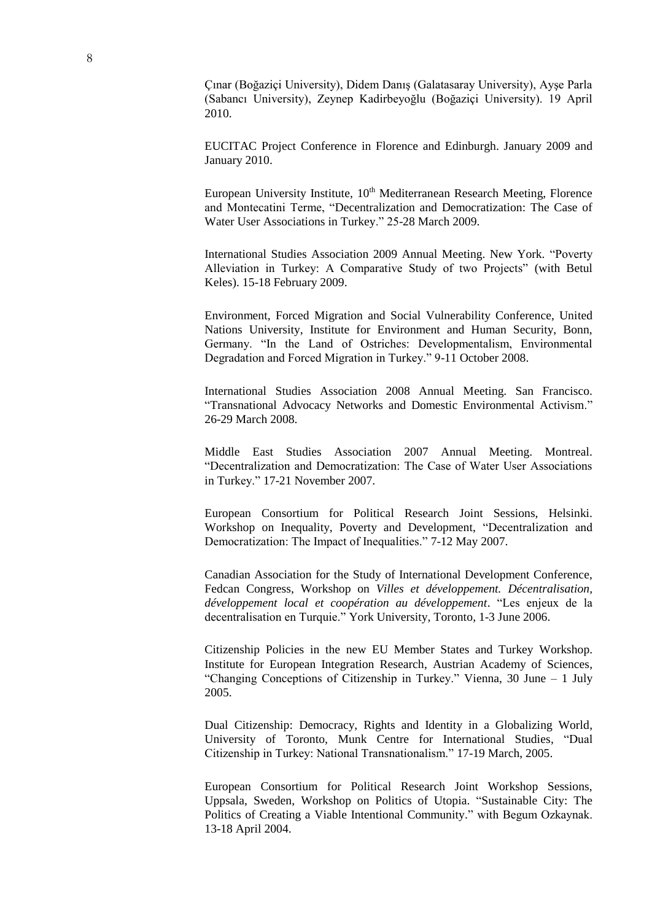Çınar (Boğaziçi University), Didem Danış (Galatasaray University), Ayşe Parla (Sabancı University), Zeynep Kadirbeyoğlu (Boğaziçi University). 19 April 2010.

EUCITAC Project Conference in Florence and Edinburgh. January 2009 and January 2010.

European University Institute, 10th Mediterranean Research Meeting, Florence and Montecatini Terme, "Decentralization and Democratization: The Case of Water User Associations in Turkey." 25-28 March 2009.

International Studies Association 2009 Annual Meeting. New York. "Poverty Alleviation in Turkey: A Comparative Study of two Projects" (with Betul Keles). 15-18 February 2009.

Environment, Forced Migration and Social Vulnerability Conference, United Nations University, Institute for Environment and Human Security, Bonn, Germany. "In the Land of Ostriches: Developmentalism, Environmental Degradation and Forced Migration in Turkey." 9-11 October 2008.

International Studies Association 2008 Annual Meeting. San Francisco. "Transnational Advocacy Networks and Domestic Environmental Activism." 26-29 March 2008.

Middle East Studies Association 2007 Annual Meeting. Montreal. "Decentralization and Democratization: The Case of Water User Associations in Turkey." 17-21 November 2007.

European Consortium for Political Research Joint Sessions, Helsinki. Workshop on Inequality, Poverty and Development, "Decentralization and Democratization: The Impact of Inequalities." 7-12 May 2007.

Canadian Association for the Study of International Development Conference, Fedcan Congress, Workshop on *Villes et développement. Décentralisation, développement local et coopération au développement*. "Les enjeux de la decentralisation en Turquie." York University, Toronto, 1-3 June 2006.

Citizenship Policies in the new EU Member States and Turkey Workshop. Institute for European Integration Research, Austrian Academy of Sciences, "Changing Conceptions of Citizenship in Turkey." Vienna, 30 June – 1 July 2005.

Dual Citizenship: Democracy, Rights and Identity in a Globalizing World, University of Toronto, Munk Centre for International Studies, "Dual Citizenship in Turkey: National Transnationalism." 17-19 March, 2005.

European Consortium for Political Research Joint Workshop Sessions, Uppsala, Sweden, Workshop on Politics of Utopia. "Sustainable City: The Politics of Creating a Viable Intentional Community." with Begum Ozkaynak. 13-18 April 2004.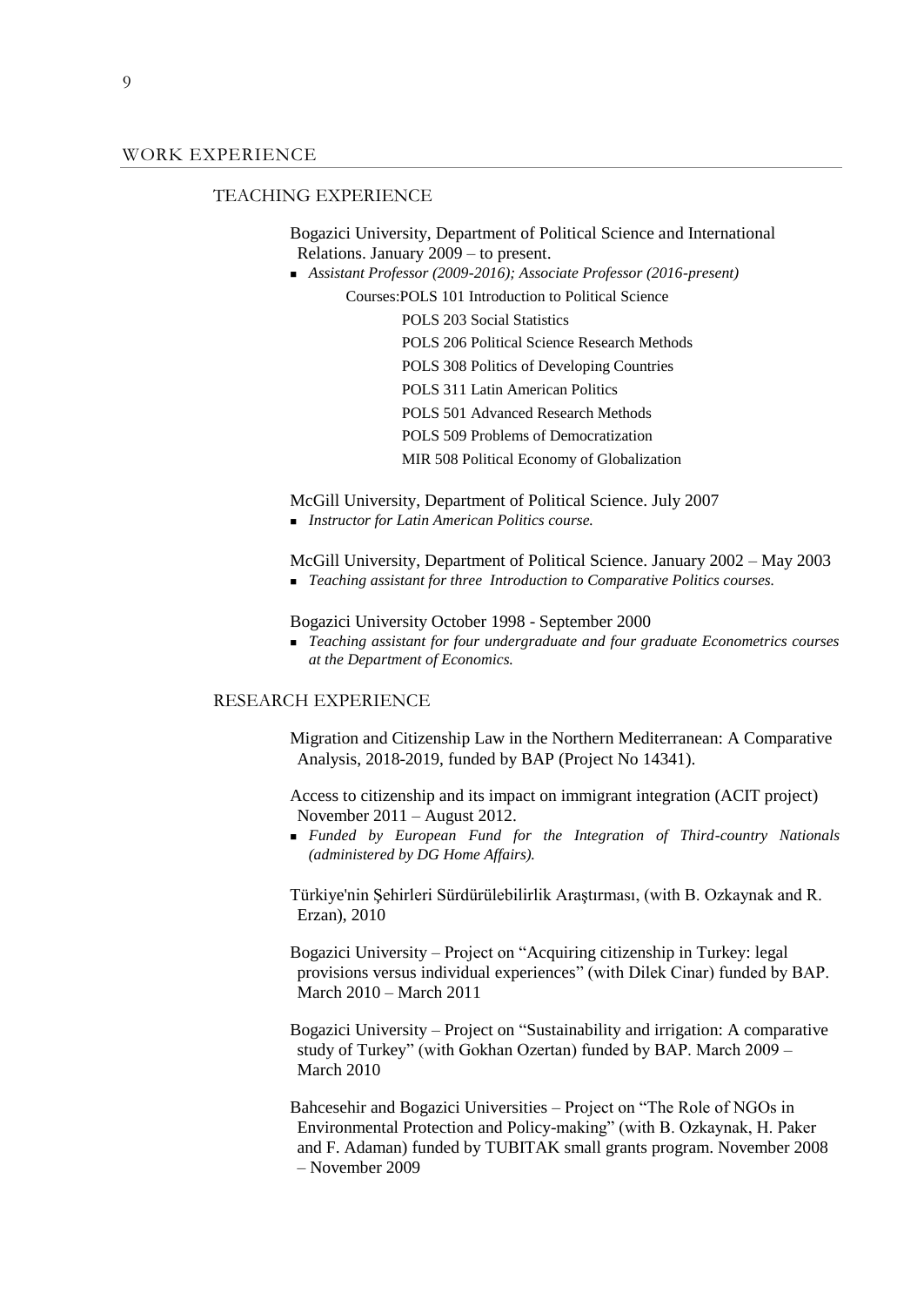## WORK EXPERIENCE

### TEACHING EXPERIENCE

Bogazici University, Department of Political Science and International Relations. January 2009 – to present.

- *Assistant Professor (2009-2016); Associate Professor (2016-present)*

  Courses: POLS 101 Introduction to Political Science
  POLS 203 Social Statistics
  POLS 206 Political Science Research Methods
  POLS 308 Politics of Developing Countries
  POLS 311 Latin American Politics
  POLS 501 Advanced Research Methods
  POLS 509 Problems of Democratization
  MIR 508 Political Economy of Globalization

McGill University, Department of Political Science. July 2007

- *Instructor for Latin American Politics course.*

McGill University, Department of Political Science. January 2002 – May 2003

- *Teaching assistant for three Introduction to Comparative Politics courses.*

Bogazici University October 1998 - September 2000

- *Teaching assistant for four undergraduate and four graduate Econometrics courses at the Department of Economics.*

### RESEARCH EXPERIENCE

Migration and Citizenship Law in the Northern Mediterranean: A Comparative Analysis, 2018-2019, funded by BAP (Project No 14341).

Access to citizenship and its impact on immigrant integration (ACIT project) November 2011 – August 2012.

- *Funded by European Fund for the Integration of Third-country Nationals (administered by DG Home Affairs).*

Türkiye'nin Şehirleri Sürdürülebilirlik Araştırması, (with B. Ozkaynak and R. Erzan), 2010

Bogazici University – Project on "Acquiring citizenship in Turkey: legal provisions versus individual experiences" (with Dilek Cinar) funded by BAP. March 2010 – March 2011

Bogazici University – Project on "Sustainability and irrigation: A comparative study of Turkey" (with Gokhan Ozertan) funded by BAP. March 2009 – March 2010

Bahcesehir and Bogazici Universities – Project on "The Role of NGOs in Environmental Protection and Policy-making" (with B. Ozkaynak, H. Paker and F. Adaman) funded by TUBITAK small grants program. November 2008 – November 2009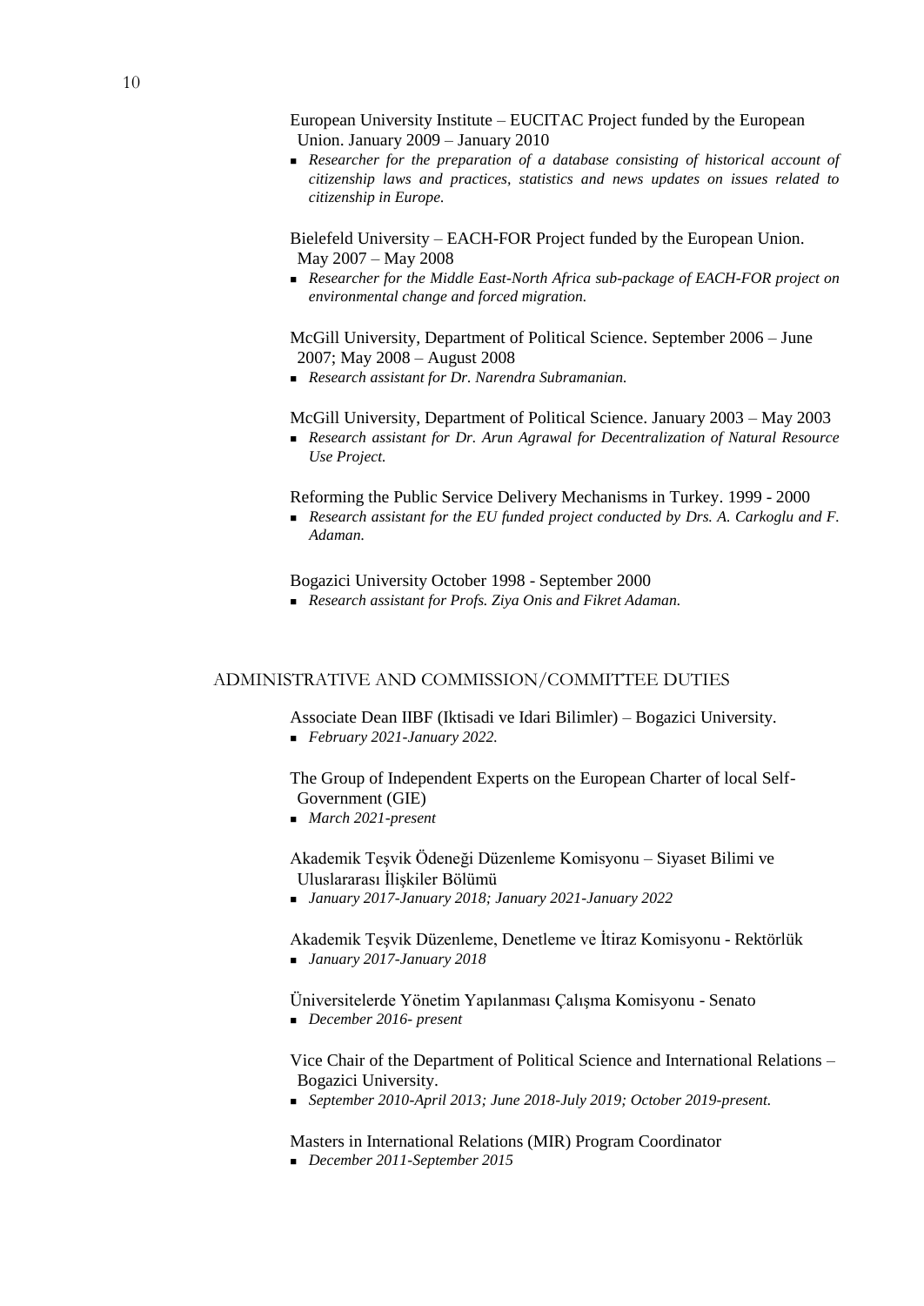European University Institute – EUCITAC Project funded by the European Union. January 2009 – January 2010

- *Researcher for the preparation of a database consisting of historical account of citizenship laws and practices, statistics and news updates on issues related to citizenship in Europe.*

Bielefeld University – EACH-FOR Project funded by the European Union. May 2007 – May 2008

- *Researcher for the Middle East-North Africa sub-package of EACH-FOR project on environmental change and forced migration.*

McGill University, Department of Political Science. September 2006 – June 2007; May 2008 – August 2008

- *Research assistant for Dr. Narendra Subramanian.*

McGill University, Department of Political Science. January 2003 – May 2003

- *Research assistant for Dr. Arun Agrawal for Decentralization of Natural Resource Use Project.*

Reforming the Public Service Delivery Mechanisms in Turkey. 1999 - 2000

- *Research assistant for the EU funded project conducted by Drs. A. Carkoglu and F. Adaman.*

Bogazici University October 1998 - September 2000

- *Research assistant for Profs. Ziya Onis and Fikret Adaman.*

## ADMINISTRATIVE AND COMMISSION/COMMITTEE DUTIES

Associate Dean IIBF (Iktisadi ve Idari Bilimler) – Bogazici University.

- *February 2021-January 2022.*

The Group of Independent Experts on the European Charter of local Self-Government (GIE)

- *March 2021-present*

Akademik Teşvik Ödeneği Düzenleme Komisyonu – Siyaset Bilimi ve Uluslararası İlişkiler Bölümü

- *January 2017-January 2018; January 2021-January 2022*

Akademik Teşvik Düzenleme, Denetleme ve İtiraz Komisyonu - Rektörlük

- *January 2017-January 2018*

Üniversitelerde Yönetim Yapılanması Çalışma Komisyonu - Senato

- *December 2016- present*

Vice Chair of the Department of Political Science and International Relations – Bogazici University.

- *September 2010-April 2013; June 2018-July 2019; October 2019-present.*

Masters in International Relations (MIR) Program Coordinator

- *December 2011-September 2015*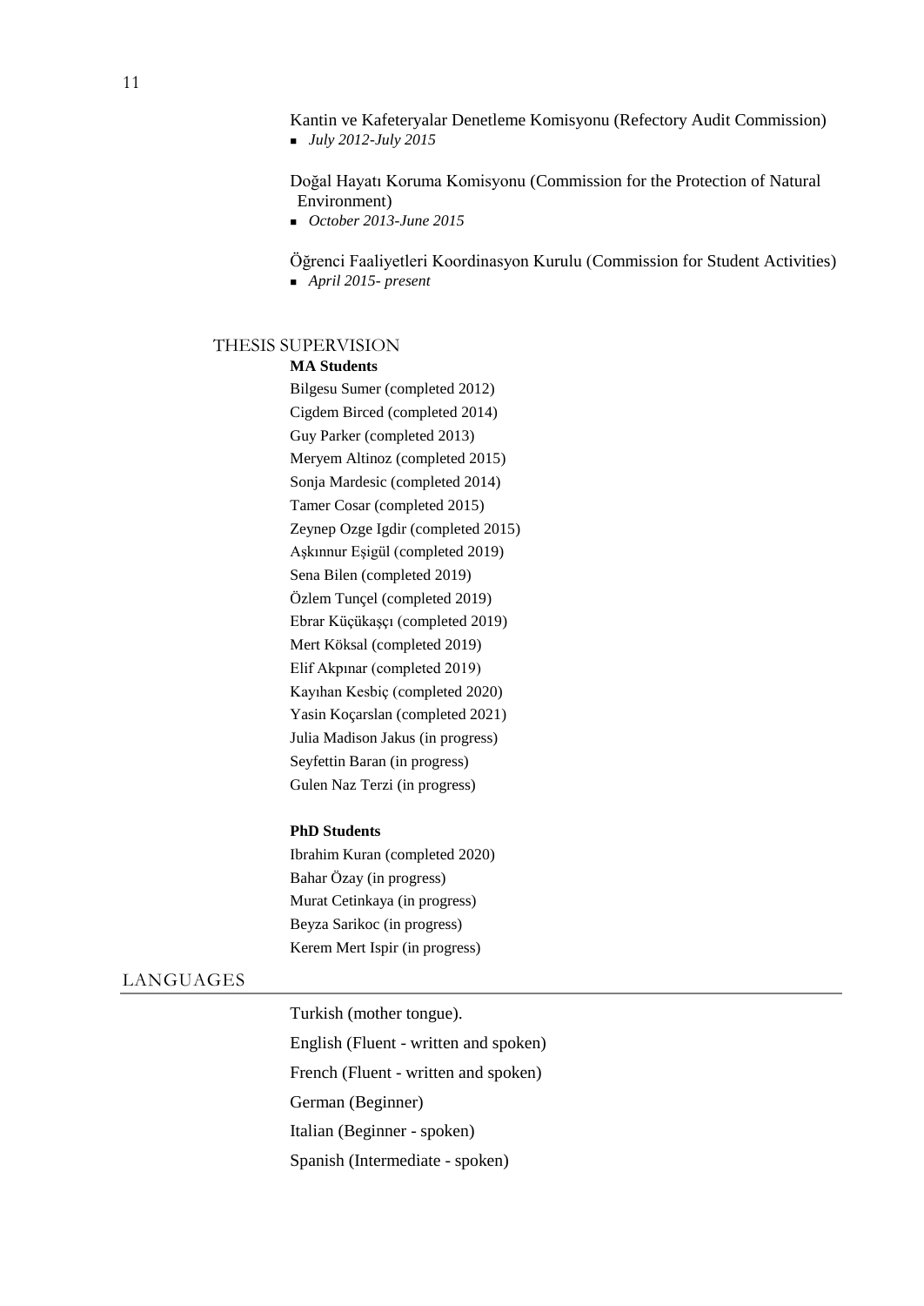Kantin ve Kafeteryalar Denetleme Komisyonu (Refectory Audit Commission)

- *July 2012-July 2015*

Doğal Hayatı Koruma Komisyonu (Commission for the Protection of Natural Environment)

- *October 2013-June 2015*

Öğrenci Faaliyetleri Koordinasyon Kurulu (Commission for Student Activities)

- *April 2015- present*

### THESIS SUPERVISION

**MA Students**

Bilgesu Sumer (completed 2012)
Cigdem Birced (completed 2014)
Guy Parker (completed 2013)
Meryem Altinoz (completed 2015)
Sonja Mardesic (completed 2014)
Tamer Cosar (completed 2015)
Zeynep Ozge Igdir (completed 2015)
Aşkınnur Eşigül (completed 2019)
Sena Bilen (completed 2019)
Özlem Tunçel (completed 2019)
Ebrar Küçükaşçı (completed 2019)
Mert Köksal (completed 2019)
Elif Akpınar (completed 2019)
Kayıhan Kesbiç (completed 2020)
Yasin Koçarslan (completed 2021)
Julia Madison Jakus (in progress)
Seyfettin Baran (in progress)
Gulen Naz Terzi (in progress)

**PhD Students**

Ibrahim Kuran (completed 2020)
Bahar Özay (in progress)
Murat Cetinkaya (in progress)
Beyza Sarikoc (in progress)
Kerem Mert Ispir (in progress)

## LANGUAGES

Turkish (mother tongue).

English (Fluent - written and spoken)

French (Fluent - written and spoken)

German (Beginner)

Italian (Beginner - spoken)

Spanish (Intermediate - spoken)